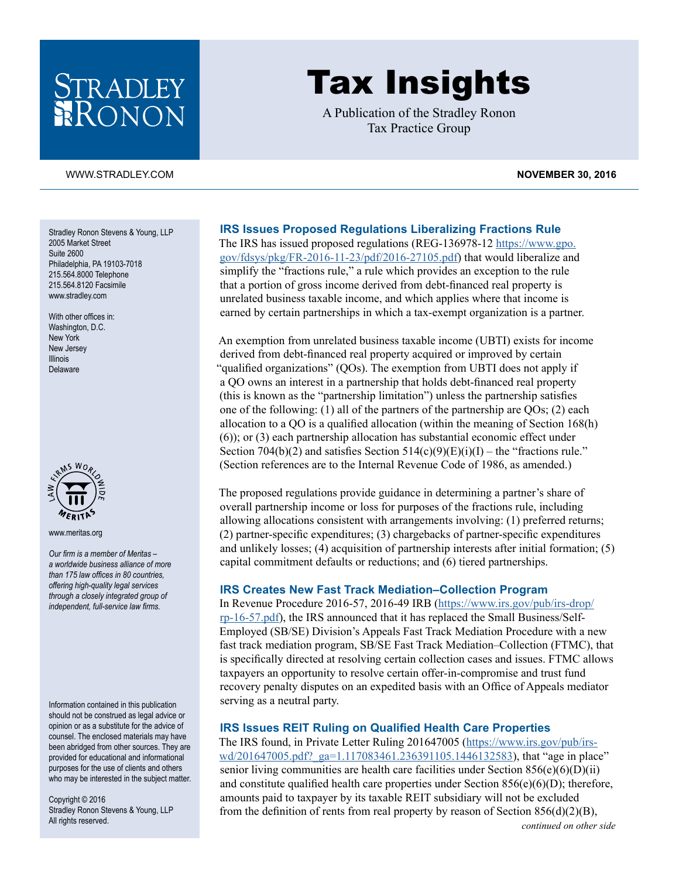# Tax Insights

A Publication of the Stradley Ronon Tax Practice Group

WWW.STRADLEY.COM

**NOVEMBER 30, 2016**

Stradley Ronon Stevens & Young, LLP
2005 Market Street
Suite 2600
Philadelphia, PA 19103-7018
215.564.8000 Telephone
215.564.8120 Facsimile
www.stradley.com

With other offices in:
Washington, D.C.
New York
New Jersey
Illinois
Delaware

www.meritas.org

*Our firm is a member of Meritas – a worldwide business alliance of more than 175 law offices in 80 countries, offering high-quality legal services through a closely integrated group of independent, full-service law firms.*

Information contained in this publication should not be construed as legal advice or opinion or as a substitute for the advice of counsel. The enclosed materials may have been abridged from other sources. They are provided for educational and informational purposes for the use of clients and others who may be interested in the subject matter.

Copyright © 2016
Stradley Ronon Stevens & Young, LLP
All rights reserved.

## IRS Issues Proposed Regulations Liberalizing Fractions Rule

The IRS has issued proposed regulations (REG-136978-12 https://www.gpo.gov/fdsys/pkg/FR-2016-11-23/pdf/2016-27105.pdf) that would liberalize and simplify the "fractions rule," a rule which provides an exception to the rule that a portion of gross income derived from debt-financed real property is unrelated business taxable income, and which applies where that income is earned by certain partnerships in which a tax-exempt organization is a partner.

An exemption from unrelated business taxable income (UBTI) exists for income derived from debt-financed real property acquired or improved by certain "qualified organizations" (QOs). The exemption from UBTI does not apply if a QO owns an interest in a partnership that holds debt-financed real property (this is known as the "partnership limitation") unless the partnership satisfies one of the following: (1) all of the partners of the partnership are QOs; (2) each allocation to a QO is a qualified allocation (within the meaning of Section 168(h)(6)); or (3) each partnership allocation has substantial economic effect under Section 704(b)(2) and satisfies Section 514(c)(9)(E)(i)(I) – the "fractions rule." (Section references are to the Internal Revenue Code of 1986, as amended.)

The proposed regulations provide guidance in determining a partner's share of overall partnership income or loss for purposes of the fractions rule, including allowing allocations consistent with arrangements involving: (1) preferred returns; (2) partner-specific expenditures; (3) chargebacks of partner-specific expenditures and unlikely losses; (4) acquisition of partnership interests after initial formation; (5) capital commitment defaults or reductions; and (6) tiered partnerships.

## IRS Creates New Fast Track Mediation–Collection Program

In Revenue Procedure 2016-57, 2016-49 IRB (https://www.irs.gov/pub/irs-drop/rp-16-57.pdf), the IRS announced that it has replaced the Small Business/Self-Employed (SB/SE) Division's Appeals Fast Track Mediation Procedure with a new fast track mediation program, SB/SE Fast Track Mediation–Collection (FTMC), that is specifically directed at resolving certain collection cases and issues. FTMC allows taxpayers an opportunity to resolve certain offer-in-compromise and trust fund recovery penalty disputes on an expedited basis with an Office of Appeals mediator serving as a neutral party.

## IRS Issues REIT Ruling on Qualified Health Care Properties

The IRS found, in Private Letter Ruling 201647005 (https://www.irs.gov/pub/irs-wd/201647005.pdf?_ga=1.117083461.236391105.1446132583), that "age in place" senior living communities are health care facilities under Section 856(e)(6)(D)(ii) and constitute qualified health care properties under Section 856(e)(6)(D); therefore, amounts paid to taxpayer by its taxable REIT subsidiary will not be excluded from the definition of rents from real property by reason of Section 856(d)(2)(B),

*continued on other side*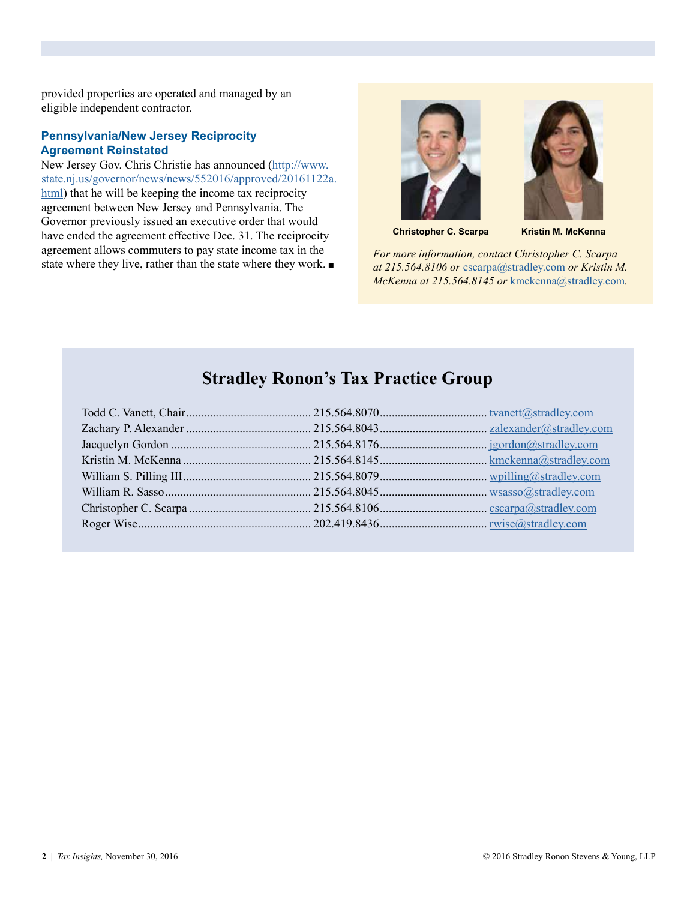provided properties are operated and managed by an eligible independent contractor.

### Pennsylvania/New Jersey Reciprocity Agreement Reinstated

New Jersey Gov. Chris Christie has announced (http://www.state.nj.us/governor/news/news/552016/approved/20161122a.html) that he will be keeping the income tax reciprocity agreement between New Jersey and Pennsylvania. The Governor previously issued an executive order that would have ended the agreement effective Dec. 31. The reciprocity agreement allows commuters to pay state income tax in the state where they live, rather than the state where they work. ■

**Christopher C. Scarpa** **Kristin M. McKenna**

*For more information, contact Christopher C. Scarpa at 215.564.8106 or cscarpa@stradley.com or Kristin M. McKenna at 215.564.8145 or kmckenna@stradley.com.*

## Stradley Ronon's Tax Practice Group

| | | |
|---|---|---|
| Todd C. Vanett, Chair | 215.564.8070 | tvanett@stradley.com |
| Zachary P. Alexander | 215.564.8043 | zalexander@stradley.com |
| Jacquelyn Gordon | 215.564.8176 | jgordon@stradley.com |
| Kristin M. McKenna | 215.564.8145 | kmckenna@stradley.com |
| William S. Pilling III | 215.564.8079 | wpilling@stradley.com |
| William R. Sasso | 215.564.8045 | wsasso@stradley.com |
| Christopher C. Scarpa | 215.564.8106 | cscarpa@stradley.com |
| Roger Wise | 202.419.8436 | rwise@stradley.com |

© 2016 Stradley Ronon Stevens & Young, LLP